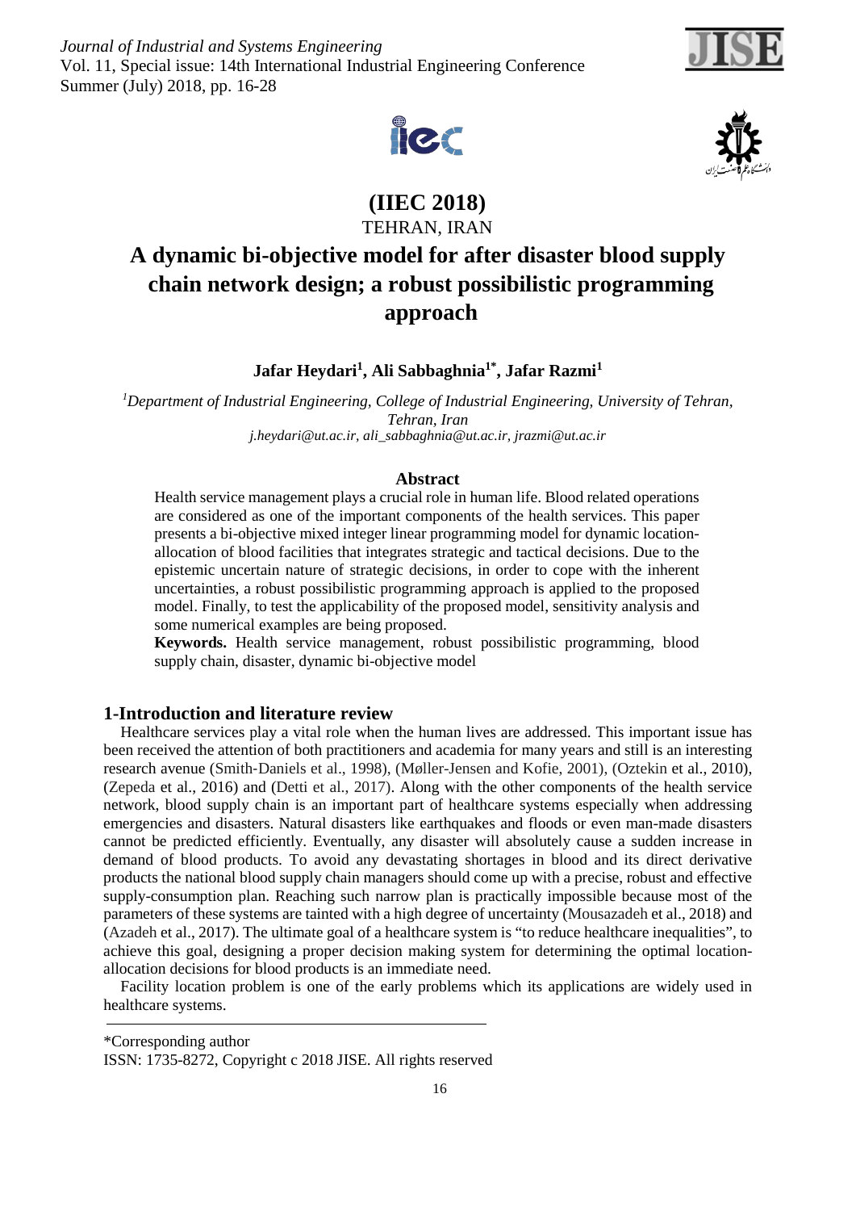# (IIEC 2018)

TEHRAN, IRAN

# A dynamic bi-objective model for after disaster blood supply chain network design; a robust possibilistic programming approach

**Jafar Heydari[1], Ali Sabbaghnia[1*], Jafar Razmi[1]**

*[1]Department of Industrial Engineering, College of Industrial Engineering, University of Tehran, Tehran, Iran*

*j.heydari@ut.ac.ir, ali_sabbaghnia@ut.ac.ir, jrazmi@ut.ac.ir*

## Abstract

Health service management plays a crucial role in human life. Blood related operations are considered as one of the important components of the health services. This paper presents a bi-objective mixed integer linear programming model for dynamic location-allocation of blood facilities that integrates strategic and tactical decisions. Due to the epistemic uncertain nature of strategic decisions, in order to cope with the inherent uncertainties, a robust possibilistic programming approach is applied to the proposed model. Finally, to test the applicability of the proposed model, sensitivity analysis and some numerical examples are being proposed.

**Keywords.** Health service management, robust possibilistic programming, blood supply chain, disaster, dynamic bi-objective model

## 1-Introduction and literature review

Healthcare services play a vital role when the human lives are addressed. This important issue has been received the attention of both practitioners and academia for many years and still is an interesting research avenue (Smith-Daniels et al., 1998), (Møller-Jensen and Kofie, 2001), (Oztekin et al., 2010), (Zepeda et al., 2016) and (Detti et al., 2017). Along with the other components of the health service network, blood supply chain is an important part of healthcare systems especially when addressing emergencies and disasters. Natural disasters like earthquakes and floods or even man-made disasters cannot be predicted efficiently. Eventually, any disaster will absolutely cause a sudden increase in demand of blood products. To avoid any devastating shortages in blood and its direct derivative products the national blood supply chain managers should come up with a precise, robust and effective supply-consumption plan. Reaching such narrow plan is practically impossible because most of the parameters of these systems are tainted with a high degree of uncertainty (Mousazadeh et al., 2018) and (Azadeh et al., 2017). The ultimate goal of a healthcare system is "to reduce healthcare inequalities", to achieve this goal, designing a proper decision making system for determining the optimal location-allocation decisions for blood products is an immediate need.

Facility location problem is one of the early problems which its applications are widely used in healthcare systems.

\*Corresponding author

ISSN: 1735-8272, Copyright c 2018 JISE. All rights reserved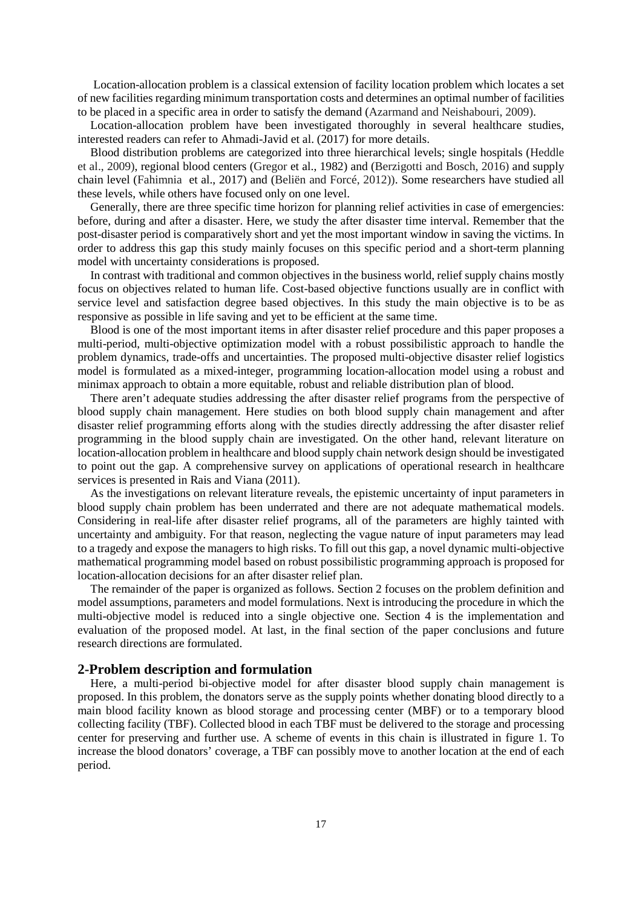Location-allocation problem is a classical extension of facility location problem which locates a set of new facilities regarding minimum transportation costs and determines an optimal number of facilities to be placed in a specific area in order to satisfy the demand (Azarmand and Neishabouri, 2009).

Location-allocation problem have been investigated thoroughly in several healthcare studies, interested readers can refer to Ahmadi-Javid et al. (2017) for more details.

Blood distribution problems are categorized into three hierarchical levels; single hospitals (Heddle et al., 2009), regional blood centers (Gregor et al., 1982) and (Berzigotti and Bosch, 2016) and supply chain level (Fahimnia et al., 2017) and (Beliën and Forcé, 2012)). Some researchers have studied all these levels, while others have focused only on one level.

Generally, there are three specific time horizon for planning relief activities in case of emergencies: before, during and after a disaster. Here, we study the after disaster time interval. Remember that the post-disaster period is comparatively short and yet the most important window in saving the victims. In order to address this gap this study mainly focuses on this specific period and a short-term planning model with uncertainty considerations is proposed.

In contrast with traditional and common objectives in the business world, relief supply chains mostly focus on objectives related to human life. Cost-based objective functions usually are in conflict with service level and satisfaction degree based objectives. In this study the main objective is to be as responsive as possible in life saving and yet to be efficient at the same time.

Blood is one of the most important items in after disaster relief procedure and this paper proposes a multi-period, multi-objective optimization model with a robust possibilistic approach to handle the problem dynamics, trade-offs and uncertainties. The proposed multi-objective disaster relief logistics model is formulated as a mixed-integer, programming location-allocation model using a robust and minimax approach to obtain a more equitable, robust and reliable distribution plan of blood.

There aren't adequate studies addressing the after disaster relief programs from the perspective of blood supply chain management. Here studies on both blood supply chain management and after disaster relief programming efforts along with the studies directly addressing the after disaster relief programming in the blood supply chain are investigated. On the other hand, relevant literature on location-allocation problem in healthcare and blood supply chain network design should be investigated to point out the gap. A comprehensive survey on applications of operational research in healthcare services is presented in Rais and Viana (2011).

As the investigations on relevant literature reveals, the epistemic uncertainty of input parameters in blood supply chain problem has been underrated and there are not adequate mathematical models. Considering in real-life after disaster relief programs, all of the parameters are highly tainted with uncertainty and ambiguity. For that reason, neglecting the vague nature of input parameters may lead to a tragedy and expose the managers to high risks. To fill out this gap, a novel dynamic multi-objective mathematical programming model based on robust possibilistic programming approach is proposed for location-allocation decisions for an after disaster relief plan.

The remainder of the paper is organized as follows. Section 2 focuses on the problem definition and model assumptions, parameters and model formulations. Next is introducing the procedure in which the multi-objective model is reduced into a single objective one. Section 4 is the implementation and evaluation of the proposed model. At last, in the final section of the paper conclusions and future research directions are formulated.

## 2-Problem description and formulation

Here, a multi-period bi-objective model for after disaster blood supply chain management is proposed. In this problem, the donators serve as the supply points whether donating blood directly to a main blood facility known as blood storage and processing center (MBF) or to a temporary blood collecting facility (TBF). Collected blood in each TBF must be delivered to the storage and processing center for preserving and further use. A scheme of events in this chain is illustrated in figure 1. To increase the blood donators' coverage, a TBF can possibly move to another location at the end of each period.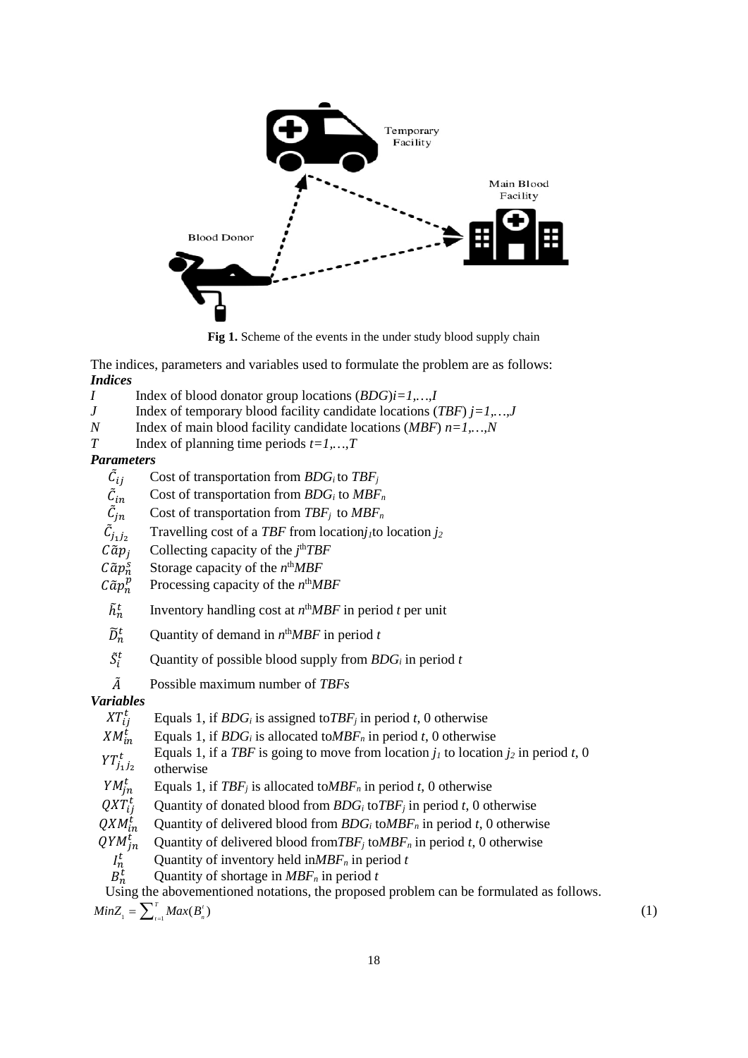Fig 1. Scheme of the events in the under study blood supply chain

The indices, parameters and variables used to formulate the problem are as follows:

***Indices***

$I$ Index of blood donator group locations (*BDG*) $i=1,\ldots,I$

$J$ Index of temporary blood facility candidate locations (*TBF*) $j=1,\ldots,J$

$N$ Index of main blood facility candidate locations (*MBF*) $n=1,\ldots,N$

$T$ Index of planning time periods $t=1,\ldots,T$

***Parameters***

$\tilde{C}_{ij}$ Cost of transportation from $BDG_i$ to $TBF_j$

$\tilde{C}_{in}$ Cost of transportation from $BDG_i$ to $MBF_n$

$\tilde{C}_{jn}$ Cost of transportation from $TBF_j$ to $MBF_n$

$\tilde{C}_{j_1j_2}$ Travelling cost of a *TBF* from location $j_1$ to location $j_2$

$C\tilde{a}p_j$ Collecting capacity of the $j$th *TBF*

$C\tilde{a}p_n^s$ Storage capacity of the $n$th *MBF*

$C\tilde{a}p_n^p$ Processing capacity of the $n$th *MBF*

$\tilde{h}_n^t$ Inventory handling cost at $n$th *MBF* in period $t$ per unit

$\tilde{D}_n^t$ Quantity of demand in $n$th *MBF* in period $t$

$\tilde{S}_i^t$ Quantity of possible blood supply from $BDG_i$ in period $t$

$\tilde{A}$ Possible maximum number of *TBFs*

***Variables***

$XT_{ij}^t$ Equals 1, if $BDG_i$ is assigned to $TBF_j$ in period $t$, 0 otherwise

$XM_{in}^t$ Equals 1, if $BDG_i$ is allocated to $MBF_n$ in period $t$, 0 otherwise

$YT_{j_1j_2}^t$ Equals 1, if a *TBF* is going to move from location $j_1$ to location $j_2$ in period $t$, 0 otherwise

$YM_{jn}^t$ Equals 1, if $TBF_j$ is allocated to $MBF_n$ in period $t$, 0 otherwise

$QXT_{ij}^t$ Quantity of donated blood from $BDG_i$ to $TBF_j$ in period $t$, 0 otherwise

$QXM_{in}^t$ Quantity of delivered blood from $BDG_i$ to $MBF_n$ in period $t$, 0 otherwise

$QYM_{jn}^t$ Quantity of delivered blood from $TBF_j$ to $MBF_n$ in period $t$, 0 otherwise

$I_n^t$ Quantity of inventory held in $MBF_n$ in period $t$

$B_n^t$ Quantity of shortage in $MBF_n$ in period $t$

Using the abovementioned notations, the proposed problem can be formulated as follows.

$$MinZ_1 = \sum_{t=1}^{T} Max(B_n^t) \tag{1}$$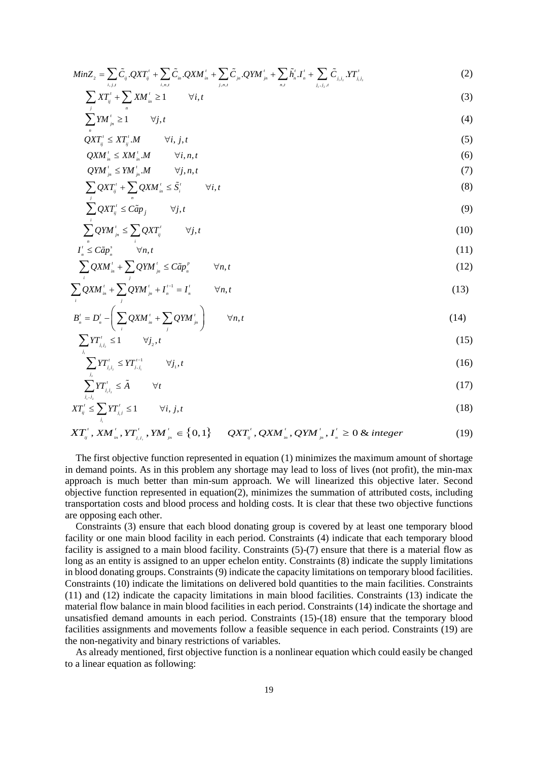$$MinZ_2 = \sum_{i,j,t} \tilde{C}_{ij}.QXT^t_{ij} + \sum_{i,n,t} \tilde{C}_{in}.QXM^t_{in} + \sum_{j,n,t} \tilde{C}_{jn}.QYM^t_{jn} + \sum_{n,t} \tilde{h}^t_n.I^t_n + \sum_{j_1,j_2,t} \tilde{C}_{j_1 j_2}.YT^t_{j_1 j_2} \tag{2}$$

$$\sum_j XT^t_{ij} + \sum_n XM^t_{in} \geq 1 \qquad \forall i,t \tag{3}$$

$$\sum_n YM^t_{jn} \geq 1 \qquad \forall j,t \tag{4}$$

$$QXT^t_{ij} \leq XT^t_{ij}.M \qquad \forall i,j,t \tag{5}$$

$$QXM^t_{in} \leq XM^t_{in}.M \qquad \forall i,n,t \tag{6}$$

$$QYM^t_{jn} \leq YM^t_{jn}.M \qquad \forall j,n,t \tag{7}$$

$$\sum_j QXT^t_{ij} + \sum_n QXM^t_{in} \leq \tilde{S}^t_i \qquad \forall i,t \tag{8}$$

$$\sum_i QXT^t_{ij} \leq C\tilde{a}p_j \qquad \forall j,t \tag{9}$$

$$\sum_n QYM^t_{jn} \leq \sum_i QXT^t_{ij} \qquad \forall j,t \tag{10}$$

$$I^t_n \leq C\tilde{a}p^s_n \qquad \forall n,t \tag{11}$$

$$\sum_i QXM^t_{in} + \sum_j QYM^t_{jn} \leq C\tilde{a}p^p_n \qquad \forall n,t \tag{12}$$

$$\sum_i QXM^t_{in} + \sum_j QYM^t_{jn} + I^{t-1}_n = I^t_n \qquad \forall n,t \tag{13}$$

$$B^t_n = D^t_n - \left( \sum_i QXM^t_{in} + \sum_j QYM^t_{jn} \right) \qquad \forall n,t \tag{14}$$

$$\sum_{j_1} YT^t_{j_1 j_2} \leq 1 \qquad \forall j_2,t \tag{15}$$

$$\sum_{j_2} YT^t_{j_1 j_2} \leq YT^{t-1}_{j,j_1} \qquad \forall j_1,t \tag{16}$$

$$\sum_{j_1,j_2} YT^t_{j_1 j_2} \leq \tilde{A} \qquad \forall t \tag{17}$$

$$XT^t_{ij} \leq \sum_{j_1} YT^t_{j_1 j} \leq 1 \qquad \forall i,j,t \tag{18}$$

$$XT^t_{ij}, XM^t_{in}, YT^t_{j_1 j_2}, YM^t_{jn} \in \{0,1\} \qquad QXT^t_{ij}, QXM^t_{in}, QYM^t_{jn}, I^t_n \geq 0 \;\&\; integer \tag{19}$$

The first objective function represented in equation (1) minimizes the maximum amount of shortage in demand points. As in this problem any shortage may lead to loss of lives (not profit), the min-max approach is much better than min-sum approach. We will linearized this objective later. Second objective function represented in equation(2), minimizes the summation of attributed costs, including transportation costs and blood process and holding costs. It is clear that these two objective functions are opposing each other.

Constraints (3) ensure that each blood donating group is covered by at least one temporary blood facility or one main blood facility in each period. Constraints (4) indicate that each temporary blood facility is assigned to a main blood facility. Constraints (5)-(7) ensure that there is a material flow as long as an entity is assigned to an upper echelon entity. Constraints (8) indicate the supply limitations in blood donating groups. Constraints (9) indicate the capacity limitations on temporary blood facilities. Constraints (10) indicate the limitations on delivered bold quantities to the main facilities. Constraints (11) and (12) indicate the capacity limitations in main blood facilities. Constraints (13) indicate the material flow balance in main blood facilities in each period. Constraints (14) indicate the shortage and unsatisfied demand amounts in each period. Constraints (15)-(18) ensure that the temporary blood facilities assignments and movements follow a feasible sequence in each period. Constraints (19) are the non-negativity and binary restrictions of variables.

As already mentioned, first objective function is a nonlinear equation which could easily be changed to a linear equation as following: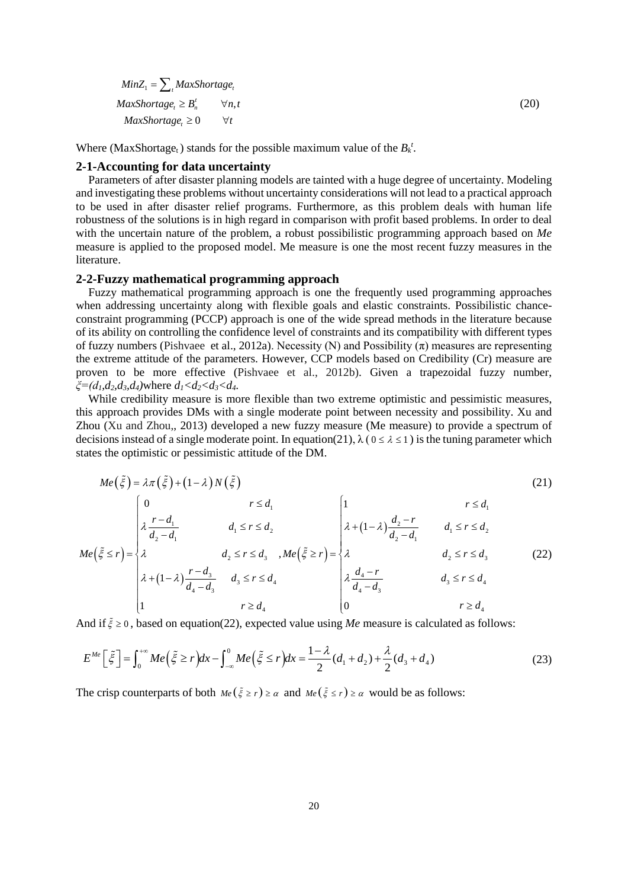$$
\begin{aligned}
&MinZ_1 = \sum\nolimits_t MaxShortage_t \\
&MaxShortage_t \geq B_n^t \qquad \forall n,t \\
&MaxShortage_t \geq 0 \qquad \forall t
\end{aligned}
\tag{20}
$$

Where ($MaxShortage_t$) stands for the possible maximum value of the $B_k^t$.

## 2-1-Accounting for data uncertainty

Parameters of after disaster planning models are tainted with a huge degree of uncertainty. Modeling and investigating these problems without uncertainty considerations will not lead to a practical approach to be used in after disaster relief programs. Furthermore, as this problem deals with human life robustness of the solutions is in high regard in comparison with profit based problems. In order to deal with the uncertain nature of the problem, a robust possibilistic programming approach based on *Me* measure is applied to the proposed model. Me measure is one the most recent fuzzy measures in the literature.

## 2-2-Fuzzy mathematical programming approach

Fuzzy mathematical programming approach is one the frequently used programming approaches when addressing uncertainty along with flexible goals and elastic constraints. Possibilistic chance-constraint programming (PCCP) approach is one of the wide spread methods in the literature because of its ability on controlling the confidence level of constraints and its compatibility with different types of fuzzy numbers (Pishvaee et al., 2012a). Necessity (N) and Possibility ($\pi$) measures are representing the extreme attitude of the parameters. However, CCP models based on Credibility (Cr) measure are proven to be more effective (Pishvaee et al., 2012b). Given a trapezoidal fuzzy number, $\xi=(d_1,d_2,d_3,d_4)$where $d_1<d_2<d_3<d_4$.

While credibility measure is more flexible than two extreme optimistic and pessimistic measures, this approach provides DMs with a single moderate point between necessity and possibility. Xu and Zhou (Xu and Zhou,, 2013) developed a new fuzzy measure (Me measure) to provide a spectrum of decisions instead of a single moderate point. In equation(21), $\lambda$ ( $0 \leq \lambda \leq 1$ ) is the tuning parameter which states the optimistic or pessimistic attitude of the DM.

$$
Me\left(\tilde{\xi}\right) = \lambda \pi\left(\tilde{\xi}\right) + \left(1-\lambda\right) N\left(\tilde{\xi}\right)
\tag{21}
$$

$$
Me\left(\tilde{\xi} \leq r\right) = \begin{cases} 0 & r \leq d_1 \\ \lambda \dfrac{r-d_1}{d_2-d_1} & d_1 \leq r \leq d_2 \\ \lambda & d_2 \leq r \leq d_3 \\ \lambda + \left(1-\lambda\right)\dfrac{r-d_3}{d_4-d_3} & d_3 \leq r \leq d_4 \\ 1 & r \geq d_4 \end{cases}
,\quad
Me\left(\tilde{\xi} \geq r\right) = \begin{cases} 1 & r \leq d_1 \\ \lambda + \left(1-\lambda\right)\dfrac{d_2-r}{d_2-d_1} & d_1 \leq r \leq d_2 \\ \lambda & d_2 \leq r \leq d_3 \\ \lambda \dfrac{d_4-r}{d_4-d_3} & d_3 \leq r \leq d_4 \\ 0 & r \geq d_4 \end{cases}
\tag{22}
$$

And if $\tilde{\xi} \geq 0$, based on equation(22), expected value using *Me* measure is calculated as follows:

$$
E^{Me}\left[\tilde{\xi}\right] = \int_0^{+\infty} Me\left(\tilde{\xi} \geq r\right)dx - \int_{-\infty}^{0} Me\left(\tilde{\xi} \leq r\right)dx = \frac{1-\lambda}{2}(d_1+d_2) + \frac{\lambda}{2}(d_3+d_4)
\tag{23}
$$

The crisp counterparts of both $Me\left(\tilde{\xi} \geq r\right) \geq \alpha$ and $Me\left(\tilde{\xi} \leq r\right) \geq \alpha$ would be as follows: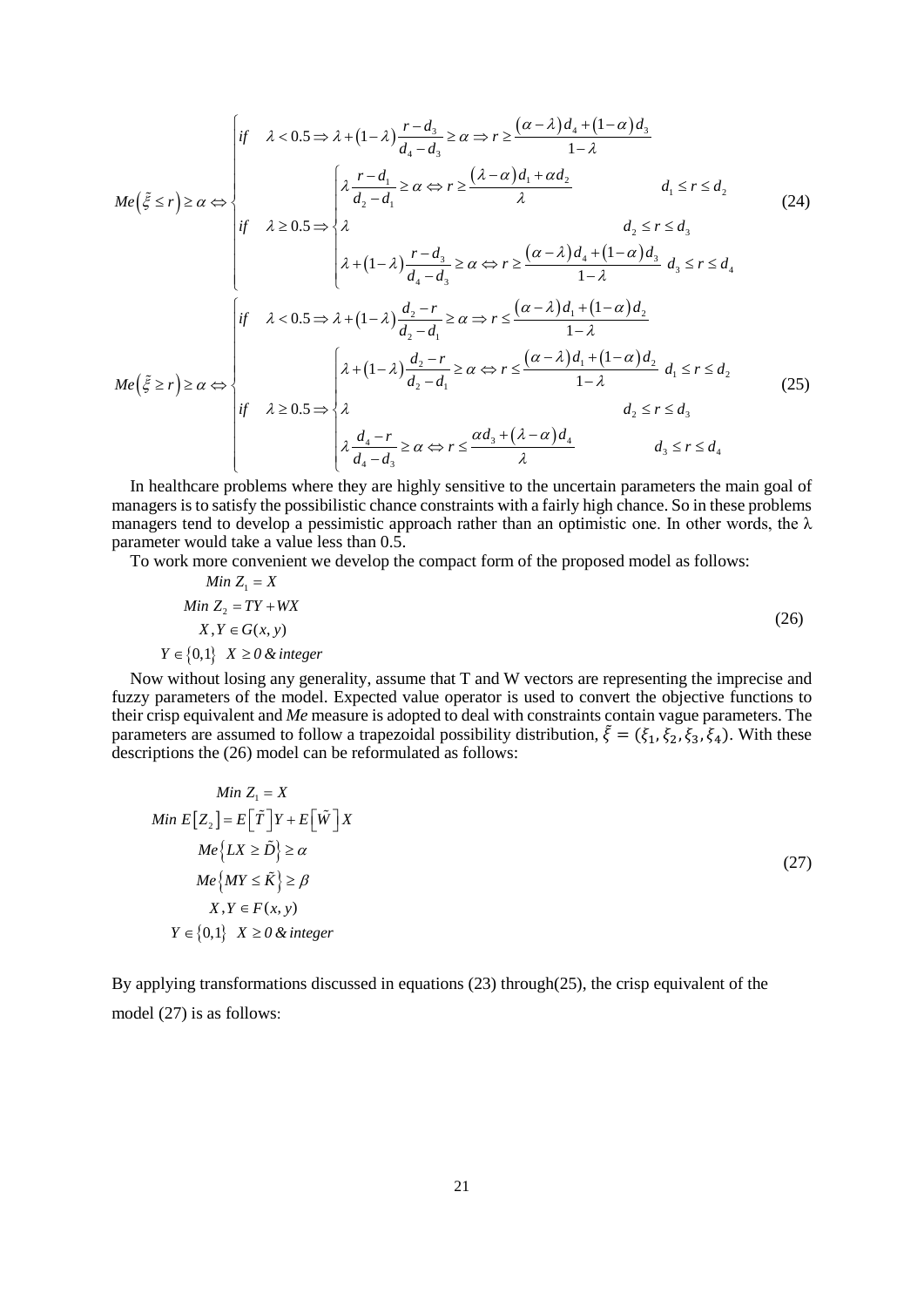$$
Me\left(\tilde{\xi} \leq r\right) \geq \alpha \Leftrightarrow \begin{cases} if \quad \lambda < 0.5 \Rightarrow \lambda + (1-\lambda)\dfrac{r-d_3}{d_4-d_3} \geq \alpha \Rightarrow r \geq \dfrac{(\alpha-\lambda)d_4 + (1-\alpha)d_3}{1-\lambda} \\ if \quad \lambda \geq 0.5 \Rightarrow \begin{cases} \lambda \dfrac{r-d_1}{d_2-d_1} \geq \alpha \Leftrightarrow r \geq \dfrac{(\lambda-\alpha)d_1 + \alpha d_2}{\lambda} & d_1 \leq r \leq d_2 \\ \lambda & d_2 \leq r \leq d_3 \\ \lambda + (1-\lambda)\dfrac{r-d_3}{d_4-d_3} \geq \alpha \Leftrightarrow r \geq \dfrac{(\alpha-\lambda)d_4 + (1-\alpha)d_3}{1-\lambda} & d_3 \leq r \leq d_4 \end{cases} \end{cases} \tag{24}
$$

$$
Me\left(\tilde{\xi} \geq r\right) \geq \alpha \Leftrightarrow \begin{cases} if \quad \lambda < 0.5 \Rightarrow \lambda + (1-\lambda)\dfrac{d_2-r}{d_2-d_1} \geq \alpha \Rightarrow r \leq \dfrac{(\alpha-\lambda)d_1 + (1-\alpha)d_2}{1-\lambda} \\ if \quad \lambda \geq 0.5 \Rightarrow \begin{cases} \lambda + (1-\lambda)\dfrac{d_2-r}{d_2-d_1} \geq \alpha \Leftrightarrow r \leq \dfrac{(\alpha-\lambda)d_1 + (1-\alpha)d_2}{1-\lambda} & d_1 \leq r \leq d_2 \\ \lambda & d_2 \leq r \leq d_3 \\ \lambda \dfrac{d_4-r}{d_4-d_3} \geq \alpha \Leftrightarrow r \leq \dfrac{\alpha d_3 + (\lambda-\alpha)d_4}{\lambda} & d_3 \leq r \leq d_4 \end{cases} \end{cases} \tag{25}
$$

In healthcare problems where they are highly sensitive to the uncertain parameters the main goal of managers is to satisfy the possibilistic chance constraints with a fairly high chance. So in these problems managers tend to develop a pessimistic approach rather than an optimistic one. In other words, the $\lambda$ parameter would take a value less than 0.5.

To work more convenient we develop the compact form of the proposed model as follows:

$$
\begin{aligned}
& Min\ Z_1 = X \\
& Min\ Z_2 = TY + WX \\
& X, Y \in G(x, y) \\
& Y \in \{0,1\} \quad X \geq 0\ \&\ integer
\end{aligned} \tag{26}
$$

Now without losing any generality, assume that T and W vectors are representing the imprecise and fuzzy parameters of the model. Expected value operator is used to convert the objective functions to their crisp equivalent and *Me* measure is adopted to deal with constraints contain vague parameters. The parameters are assumed to follow a trapezoidal possibility distribution, $\tilde{\xi} = (\xi_1, \xi_2, \xi_3, \xi_4)$. With these descriptions the (26) model can be reformulated as follows:

$$
\begin{aligned}
& Min\ Z_1 = X \\
& Min\ E[Z_2] = E\left[\tilde{T}\right]Y + E\left[\tilde{W}\right]X \\
& Me\left\{LX \geq \tilde{D}\right\} \geq \alpha \\
& Me\left\{MY \leq \tilde{K}\right\} \geq \beta \\
& X, Y \in F(x, y) \\
& Y \in \{0,1\} \quad X \geq 0\ \&\ integer
\end{aligned} \tag{27}
$$

By applying transformations discussed in equations (23) through(25), the crisp equivalent of the model (27) is as follows: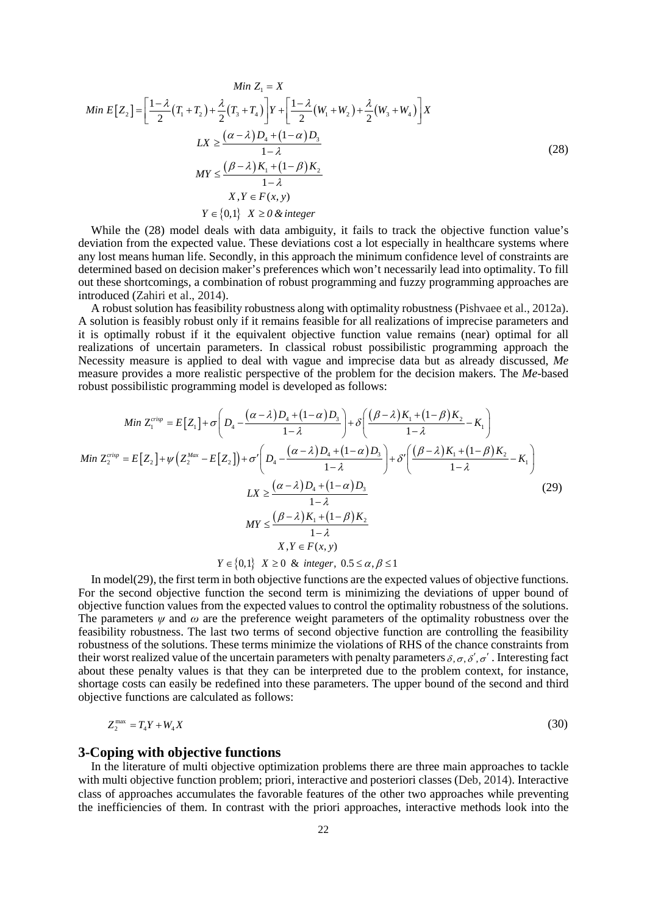$$
\begin{gathered}
Min\ Z_1 = X \\
Min\ E\left[Z_2\right] = \left[\frac{1-\lambda}{2}\left(T_1+T_2\right)+\frac{\lambda}{2}\left(T_3+T_4\right)\right]Y+\left[\frac{1-\lambda}{2}\left(W_1+W_2\right)+\frac{\lambda}{2}\left(W_3+W_4\right)\right]X \\
LX \geq \frac{(\alpha-\lambda)D_4+(1-\alpha)D_3}{1-\lambda} \\
MY \leq \frac{(\beta-\lambda)K_1+(1-\beta)K_2}{1-\lambda} \\
X,Y \in F(x,y) \\
Y \in \{0,1\} \quad X \geq 0 \ \&\ integer
\end{gathered} \tag{28}
$$

While the (28) model deals with data ambiguity, it fails to track the objective function value's deviation from the expected value. These deviations cost a lot especially in healthcare systems where any lost means human life. Secondly, in this approach the minimum confidence level of constraints are determined based on decision maker's preferences which won't necessarily lead into optimality. To fill out these shortcomings, a combination of robust programming and fuzzy programming approaches are introduced (Zahiri et al., 2014).

A robust solution has feasibility robustness along with optimality robustness (Pishvaee et al., 2012a). A solution is feasibly robust only if it remains feasible for all realizations of imprecise parameters and it is optimally robust if it the equivalent objective function value remains (near) optimal for all realizations of uncertain parameters. In classical robust possibilistic programming approach the Necessity measure is applied to deal with vague and imprecise data but as already discussed, *Me* measure provides a more realistic perspective of the problem for the decision makers. The *Me*-based robust possibilistic programming model is developed as follows:

$$
\begin{gathered}
Min\ Z_1^{crisp} = E\left[Z_1\right]+\sigma\left(D_4-\frac{(\alpha-\lambda)D_4+(1-\alpha)D_3}{1-\lambda}\right)+\delta\left(\frac{(\beta-\lambda)K_1+(1-\beta)K_2}{1-\lambda}-K_1\right) \\
Min\ Z_2^{crisp} = E\left[Z_2\right]+\psi\left(Z_2^{Max}-E\left[Z_2\right]\right)+\sigma'\left(D_4-\frac{(\alpha-\lambda)D_4+(1-\alpha)D_3}{1-\lambda}\right)+\delta'\left(\frac{(\beta-\lambda)K_1+(1-\beta)K_2}{1-\lambda}-K_1\right) \\
LX \geq \frac{(\alpha-\lambda)D_4+(1-\alpha)D_3}{1-\lambda} \\
MY \leq \frac{(\beta-\lambda)K_1+(1-\beta)K_2}{1-\lambda} \\
X,Y \in F(x,y) \\
Y \in \{0,1\} \quad X \geq 0 \ \&\ integer,\ 0.5 \leq \alpha,\beta \leq 1
\end{gathered} \tag{29}
$$

In model(29), the first term in both objective functions are the expected values of objective functions. For the second objective function the second term is minimizing the deviations of upper bound of objective function values from the expected values to control the optimality robustness of the solutions. The parameters $\psi$ and $\omega$ are the preference weight parameters of the optimality robustness over the feasibility robustness. The last two terms of second objective function are controlling the feasibility robustness of the solutions. These terms minimize the violations of RHS of the chance constraints from their worst realized value of the uncertain parameters with penalty parameters $\delta,\sigma,\delta',\sigma'$. Interesting fact about these penalty values is that they can be interpreted due to the problem context, for instance, shortage costs can easily be redefined into these parameters. The upper bound of the second and third objective functions are calculated as follows:

$$
Z_2^{\max} = T_4 Y + W_4 X \tag{30}
$$

## 3-Coping with objective functions

In the literature of multi objective optimization problems there are three main approaches to tackle with multi objective function problem; priori, interactive and posteriori classes (Deb, 2014). Interactive class of approaches accumulates the favorable features of the other two approaches while preventing the inefficiencies of them. In contrast with the priori approaches, interactive methods look into the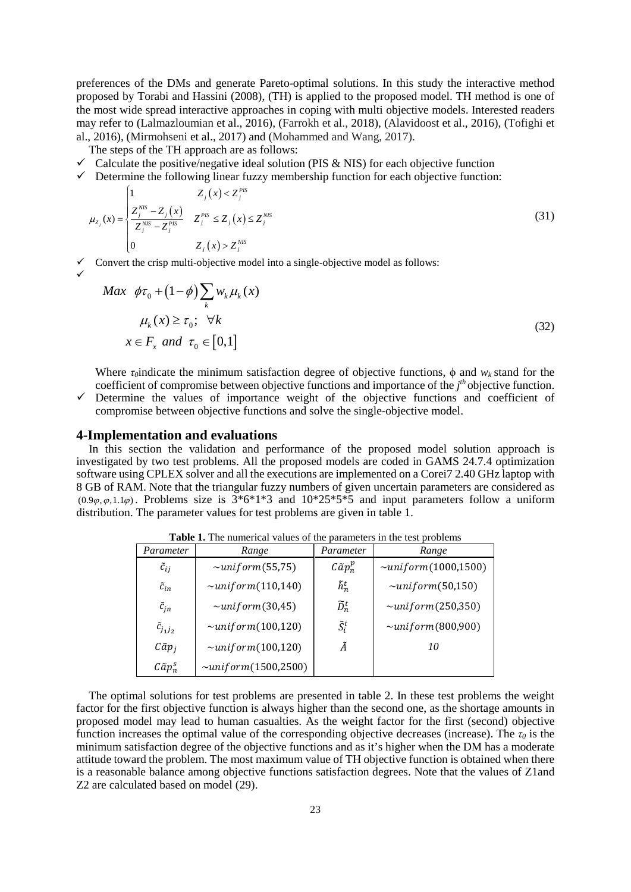preferences of the DMs and generate Pareto-optimal solutions. In this study the interactive method proposed by Torabi and Hassini (2008), (TH) is applied to the proposed model. TH method is one of the most wide spread interactive approaches in coping with multi objective models. Interested readers may refer to (Lalmazloumian et al., 2016), (Farrokh et al., 2018), (Alavidoost et al., 2016), (Tofighi et al., 2016), (Mirmohseni et al., 2017) and (Mohammed and Wang, 2017).

The steps of the TH approach are as follows:

- ✓ Calculate the positive/negative ideal solution (PIS & NIS) for each objective function
- ✓ Determine the following linear fuzzy membership function for each objective function:

$$\mu_{Z_j}(x) = \begin{cases} 1 & Z_j(x) < Z_j^{PIS} \\ \dfrac{Z_j^{NIS} - Z_j(x)}{Z_j^{NIS} - Z_j^{PIS}} & Z_j^{PIS} \le Z_j(x) \le Z_j^{NIS} \\ 0 & Z_j(x) > Z_j^{NIS} \end{cases} \tag{31}$$

- ✓ Convert the crisp multi-objective model into a single-objective model as follows:
- ✓

$$\begin{aligned} &Max \;\; \phi\tau_0 + (1-\phi)\sum_k w_k \mu_k(x) \\ &\quad \mu_k(x) \ge \tau_0; \;\; \forall k \\ &x \in F_x \; and \;\; \tau_0 \in [0,1] \end{aligned} \tag{32}$$

Where $\tau_0$ indicate the minimum satisfaction degree of objective functions, $\phi$ and $w_k$ stand for the coefficient of compromise between objective functions and importance of the $j^{th}$ objective function.

- ✓ Determine the values of importance weight of the objective functions and coefficient of compromise between objective functions and solve the single-objective model.

## 4-Implementation and evaluations

In this section the validation and performance of the proposed model solution approach is investigated by two test problems. All the proposed models are coded in GAMS 24.7.4 optimization software using CPLEX solver and all the executions are implemented on a Corei7 2.40 GHz laptop with 8 GB of RAM. Note that the triangular fuzzy numbers of given uncertain parameters are considered as $(0.9\varphi, \varphi, 1.1\varphi)$. Problems size is 3\*6\*1\*3 and 10\*25\*5\*5 and input parameters follow a uniform distribution. The parameter values for test problems are given in table 1.

**Table 1.** The numerical values of the parameters in the test problems

| *Parameter* | *Range* | *Parameter* | *Range* |
|---|---|---|---|
| $\tilde{c}_{ij}$ | $\sim uniform(55,75)$ | $C\tilde{a}p_n^p$ | $\sim uniform(1000,1500)$ |
| $\tilde{c}_{in}$ | $\sim uniform(110,140)$ | $\tilde{h}_n^t$ | $\sim uniform(50,150)$ |
| $\tilde{c}_{jn}$ | $\sim uniform(30,45)$ | $\tilde{D}_n^t$ | $\sim uniform(250,350)$ |
| $\tilde{c}_{j_1 j_2}$ | $\sim uniform(100,120)$ | $\tilde{S}_i^t$ | $\sim uniform(800,900)$ |
| $C\tilde{a}p_j$ | $\sim uniform(100,120)$ | $\tilde{A}$ | *10* |
| $C\tilde{a}p_n^s$ | $\sim uniform(1500,2500)$ | | |

The optimal solutions for test problems are presented in table 2. In these test problems the weight factor for the first objective function is always higher than the second one, as the shortage amounts in proposed model may lead to human casualties. As the weight factor for the first (second) objective function increases the optimal value of the corresponding objective decreases (increase). The $\tau_0$ is the minimum satisfaction degree of the objective functions and as it's higher when the DM has a moderate attitude toward the problem. The most maximum value of TH objective function is obtained when there is a reasonable balance among objective functions satisfaction degrees. Note that the values of Z1and Z2 are calculated based on model (29).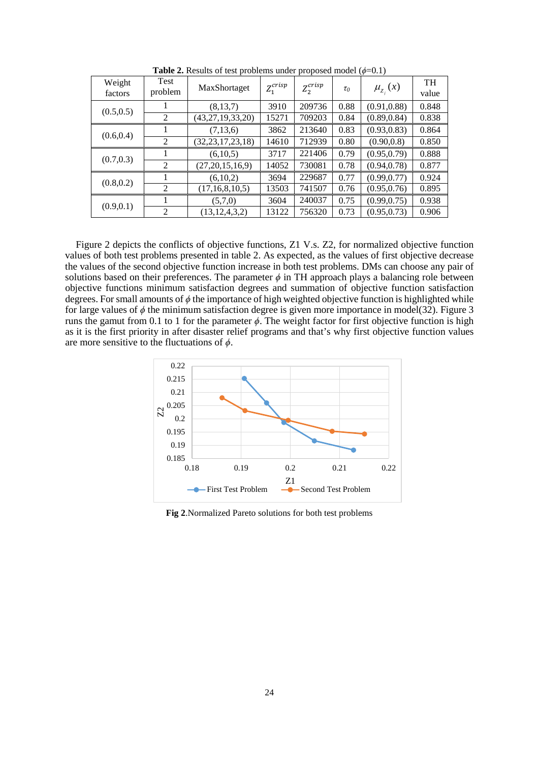**Table 2.** Results of test problems under proposed model ($\phi$=0.1)

| Weight factors | Test problem | MaxShortaget | $Z_1^{crisp}$ | $Z_2^{crisp}$ | $\tau_0$ | $\mu_{Z_i}(x)$ | TH value |
|---|---|---|---|---|---|---|---|
| (0.5,0.5) | 1 | (8,13,7) | 3910 | 209736 | 0.88 | (0.91,0.88) | 0.848 |
| | 2 | (43,27,19,33,20) | 15271 | 709203 | 0.84 | (0.89,0.84) | 0.838 |
| (0.6,0.4) | 1 | (7,13,6) | 3862 | 213640 | 0.83 | (0.93,0.83) | 0.864 |
| | 2 | (32,23,17,23,18) | 14610 | 712939 | 0.80 | (0.90,0.8) | 0.850 |
| (0.7,0.3) | 1 | (6,10,5) | 3717 | 221406 | 0.79 | (0.95,0.79) | 0.888 |
| | 2 | (27,20,15,16,9) | 14052 | 730081 | 0.78 | (0.94,0.78) | 0.877 |
| (0.8,0.2) | 1 | (6,10,2) | 3694 | 229687 | 0.77 | (0.99,0.77) | 0.924 |
| | 2 | (17,16,8,10,5) | 13503 | 741507 | 0.76 | (0.95,0.76) | 0.895 |
| (0.9,0.1) | 1 | (5,7,0) | 3604 | 240037 | 0.75 | (0.99,0.75) | 0.938 |
| | 2 | (13,12,4,3,2) | 13122 | 756320 | 0.73 | (0.95,0.73) | 0.906 |

Figure 2 depicts the conflicts of objective functions, Z1 V.s. Z2, for normalized objective function values of both test problems presented in table 2. As expected, as the values of first objective decrease the values of the second objective function increase in both test problems. DMs can choose any pair of solutions based on their preferences. The parameter $\phi$ in TH approach plays a balancing role between objective functions minimum satisfaction degrees and summation of objective function satisfaction degrees. For small amounts of $\phi$ the importance of high weighted objective function is highlighted while for large values of $\phi$ the minimum satisfaction degree is given more importance in model(32). Figure 3 runs the gamut from 0.1 to 1 for the parameter $\phi$. The weight factor for first objective function is high as it is the first priority in after disaster relief programs and that's why first objective function values are more sensitive to the fluctuations of $\phi$.

**Fig 2**.Normalized Pareto solutions for both test problems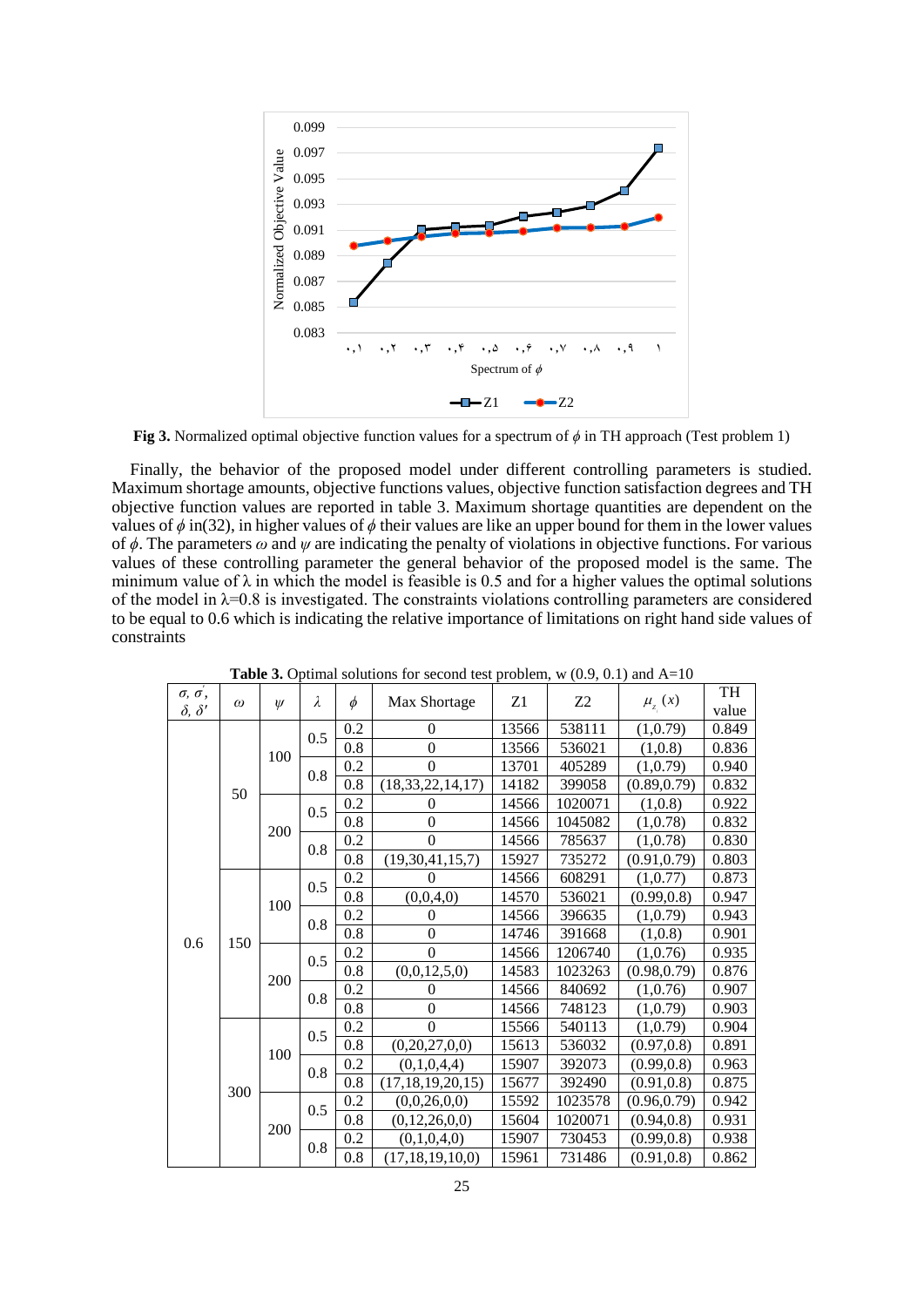**Fig 3.** Normalized optimal objective function values for a spectrum of $\phi$ in TH approach (Test problem 1)

Finally, the behavior of the proposed model under different controlling parameters is studied. Maximum shortage amounts, objective functions values, objective function satisfaction degrees and TH objective function values are reported in table 3. Maximum shortage quantities are dependent on the values of $\phi$ in(32), in higher values of $\phi$ their values are like an upper bound for them in the lower values of $\phi$. The parameters $\omega$ and $\psi$ are indicating the penalty of violations in objective functions. For various values of these controlling parameter the general behavior of the proposed model is the same. The minimum value of λ in which the model is feasible is 0.5 and for a higher values the optimal solutions of the model in λ=0.8 is investigated. The constraints violations controlling parameters are considered to be equal to 0.6 which is indicating the relative importance of limitations on right hand side values of constraints

**Table 3.** Optimal solutions for second test problem, w (0.9, 0.1) and A=10

| $\sigma, \sigma', \delta, \delta'$ | $\omega$ | $\psi$ | $\lambda$ | $\phi$ | Max Shortage | Z1 | Z2 | $\mu_{z_i}(x)$ | TH value |
|---|---|---|---|---|---|---|---|---|---|
| 0.6 | 50 | 100 | 0.5 | 0.2 | 0 | 13566 | 538111 | (1,0.79) | 0.849 |
| | | | | 0.8 | 0 | 13566 | 536021 | (1,0.8) | 0.836 |
| | | | 0.8 | 0.2 | 0 | 13701 | 405289 | (1,0.79) | 0.940 |
| | | | | 0.8 | (18,33,22,14,17) | 14182 | 399058 | (0.89,0.79) | 0.832 |
| | | 200 | 0.5 | 0.2 | 0 | 14566 | 1020071 | (1,0.8) | 0.922 |
| | | | | 0.8 | 0 | 14566 | 1045082 | (1,0.78) | 0.832 |
| | | | 0.8 | 0.2 | 0 | 14566 | 785637 | (1,0.78) | 0.830 |
| | | | | 0.8 | (19,30,41,15,7) | 15927 | 735272 | (0.91,0.79) | 0.803 |
| | 150 | 100 | 0.5 | 0.2 | 0 | 14566 | 608291 | (1,0.77) | 0.873 |
| | | | | 0.8 | (0,0,4,0) | 14570 | 536021 | (0.99,0.8) | 0.947 |
| | | | 0.8 | 0.2 | 0 | 14566 | 396635 | (1,0.79) | 0.943 |
| | | | | 0.8 | 0 | 14746 | 391668 | (1,0.8) | 0.901 |
| | | 200 | 0.5 | 0.2 | 0 | 14566 | 1206740 | (1,0.76) | 0.935 |
| | | | | 0.8 | (0,0,12,5,0) | 14583 | 1023263 | (0.98,0.79) | 0.876 |
| | | | 0.8 | 0.2 | 0 | 14566 | 840692 | (1,0.76) | 0.907 |
| | | | | 0.8 | 0 | 14566 | 748123 | (1,0.79) | 0.903 |
| | 300 | 100 | 0.5 | 0.2 | 0 | 15566 | 540113 | (1,0.79) | 0.904 |
| | | | | 0.8 | (0,20,27,0,0) | 15613 | 536032 | (0.97,0.8) | 0.891 |
| | | | 0.8 | 0.2 | (0,1,0,4,4) | 15907 | 392073 | (0.99,0.8) | 0.963 |
| | | | | 0.8 | (17,18,19,20,15) | 15677 | 392490 | (0.91,0.8) | 0.875 |
| | | 200 | 0.5 | 0.2 | (0,0,26,0,0) | 15592 | 1023578 | (0.96,0.79) | 0.942 |
| | | | | 0.8 | (0,12,26,0,0) | 15604 | 1020071 | (0.94,0.8) | 0.931 |
| | | | 0.8 | 0.2 | (0,1,0,4,0) | 15907 | 730453 | (0.99,0.8) | 0.938 |
| | | | | 0.8 | (17,18,19,10,0) | 15961 | 731486 | (0.91,0.8) | 0.862 |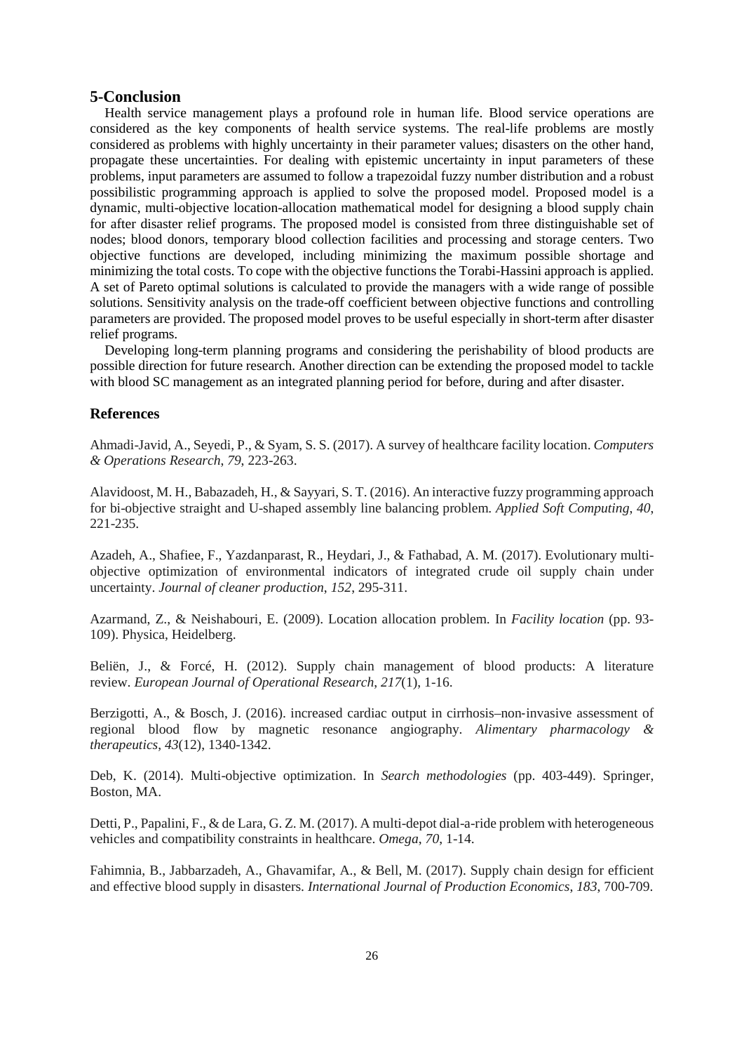## 5-Conclusion

Health service management plays a profound role in human life. Blood service operations are considered as the key components of health service systems. The real-life problems are mostly considered as problems with highly uncertainty in their parameter values; disasters on the other hand, propagate these uncertainties. For dealing with epistemic uncertainty in input parameters of these problems, input parameters are assumed to follow a trapezoidal fuzzy number distribution and a robust possibilistic programming approach is applied to solve the proposed model. Proposed model is a dynamic, multi-objective location-allocation mathematical model for designing a blood supply chain for after disaster relief programs. The proposed model is consisted from three distinguishable set of nodes; blood donors, temporary blood collection facilities and processing and storage centers. Two objective functions are developed, including minimizing the maximum possible shortage and minimizing the total costs. To cope with the objective functions the Torabi-Hassini approach is applied. A set of Pareto optimal solutions is calculated to provide the managers with a wide range of possible solutions. Sensitivity analysis on the trade-off coefficient between objective functions and controlling parameters are provided. The proposed model proves to be useful especially in short-term after disaster relief programs.

Developing long-term planning programs and considering the perishability of blood products are possible direction for future research. Another direction can be extending the proposed model to tackle with blood SC management as an integrated planning period for before, during and after disaster.

## References

Ahmadi-Javid, A., Seyedi, P., & Syam, S. S. (2017). A survey of healthcare facility location. *Computers & Operations Research*, *79*, 223-263.

Alavidoost, M. H., Babazadeh, H., & Sayyari, S. T. (2016). An interactive fuzzy programming approach for bi-objective straight and U-shaped assembly line balancing problem. *Applied Soft Computing*, *40*, 221-235.

Azadeh, A., Shafiee, F., Yazdanparast, R., Heydari, J., & Fathabad, A. M. (2017). Evolutionary multi-objective optimization of environmental indicators of integrated crude oil supply chain under uncertainty. *Journal of cleaner production*, *152*, 295-311.

Azarmand, Z., & Neishabouri, E. (2009). Location allocation problem. In *Facility location* (pp. 93-109). Physica, Heidelberg.

Beliën, J., & Forcé, H. (2012). Supply chain management of blood products: A literature review. *European Journal of Operational Research*, *217*(1), 1-16.

Berzigotti, A., & Bosch, J. (2016). increased cardiac output in cirrhosis–non‐invasive assessment of regional blood flow by magnetic resonance angiography. *Alimentary pharmacology & therapeutics*, *43*(12), 1340-1342.

Deb, K. (2014). Multi-objective optimization. In *Search methodologies* (pp. 403-449). Springer, Boston, MA.

Detti, P., Papalini, F., & de Lara, G. Z. M. (2017). A multi-depot dial-a-ride problem with heterogeneous vehicles and compatibility constraints in healthcare. *Omega*, *70*, 1-14.

Fahimnia, B., Jabbarzadeh, A., Ghavamifar, A., & Bell, M. (2017). Supply chain design for efficient and effective blood supply in disasters. *International Journal of Production Economics*, *183*, 700-709.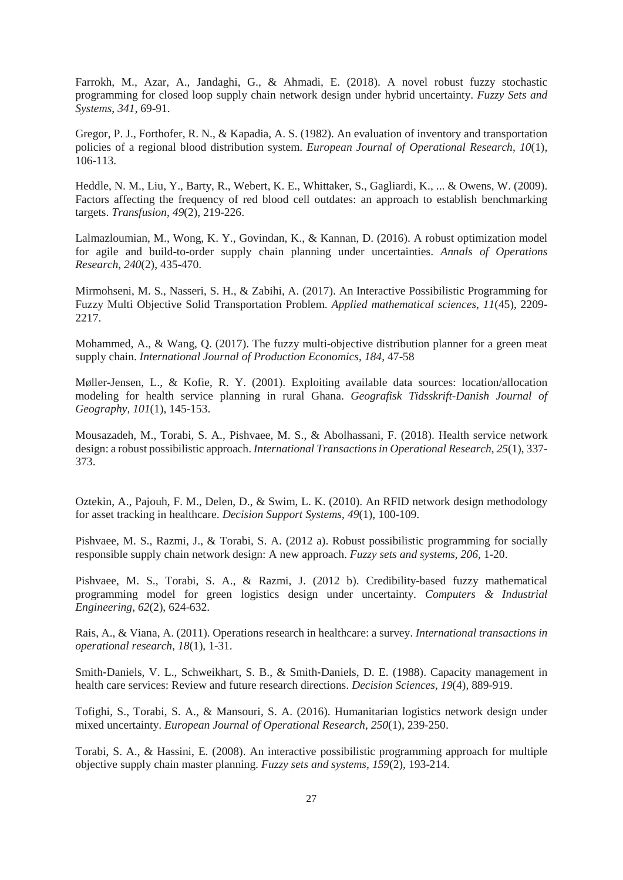Farrokh, M., Azar, A., Jandaghi, G., & Ahmadi, E. (2018). A novel robust fuzzy stochastic programming for closed loop supply chain network design under hybrid uncertainty. *Fuzzy Sets and Systems*, *341*, 69-91.

Gregor, P. J., Forthofer, R. N., & Kapadia, A. S. (1982). An evaluation of inventory and transportation policies of a regional blood distribution system. *European Journal of Operational Research*, *10*(1), 106-113.

Heddle, N. M., Liu, Y., Barty, R., Webert, K. E., Whittaker, S., Gagliardi, K., ... & Owens, W. (2009). Factors affecting the frequency of red blood cell outdates: an approach to establish benchmarking targets. *Transfusion*, *49*(2), 219-226.

Lalmazloumian, M., Wong, K. Y., Govindan, K., & Kannan, D. (2016). A robust optimization model for agile and build-to-order supply chain planning under uncertainties. *Annals of Operations Research*, *240*(2), 435-470.

Mirmohseni, M. S., Nasseri, S. H., & Zabihi, A. (2017). An Interactive Possibilistic Programming for Fuzzy Multi Objective Solid Transportation Problem. *Applied mathematical sciences*, *11*(45), 2209-2217.

Mohammed, A., & Wang, Q. (2017). The fuzzy multi-objective distribution planner for a green meat supply chain. *International Journal of Production Economics*, *184*, 47-58

Møller-Jensen, L., & Kofie, R. Y. (2001). Exploiting available data sources: location/allocation modeling for health service planning in rural Ghana. *Geografisk Tidsskrift-Danish Journal of Geography*, *101*(1), 145-153.

Mousazadeh, M., Torabi, S. A., Pishvaee, M. S., & Abolhassani, F. (2018). Health service network design: a robust possibilistic approach. *International Transactions in Operational Research*, *25*(1), 337-373.

Oztekin, A., Pajouh, F. M., Delen, D., & Swim, L. K. (2010). An RFID network design methodology for asset tracking in healthcare. *Decision Support Systems*, *49*(1), 100-109.

Pishvaee, M. S., Razmi, J., & Torabi, S. A. (2012 a). Robust possibilistic programming for socially responsible supply chain network design: A new approach. *Fuzzy sets and systems*, *206*, 1-20.

Pishvaee, M. S., Torabi, S. A., & Razmi, J. (2012 b). Credibility-based fuzzy mathematical programming model for green logistics design under uncertainty. *Computers & Industrial Engineering*, *62*(2), 624-632.

Rais, A., & Viana, A. (2011). Operations research in healthcare: a survey. *International transactions in operational research*, *18*(1), 1-31.

Smith-Daniels, V. L., Schweikhart, S. B., & Smith-Daniels, D. E. (1988). Capacity management in health care services: Review and future research directions. *Decision Sciences*, *19*(4), 889-919.

Tofighi, S., Torabi, S. A., & Mansouri, S. A. (2016). Humanitarian logistics network design under mixed uncertainty. *European Journal of Operational Research*, *250*(1), 239-250.

Torabi, S. A., & Hassini, E. (2008). An interactive possibilistic programming approach for multiple objective supply chain master planning. *Fuzzy sets and systems*, *159*(2), 193-214.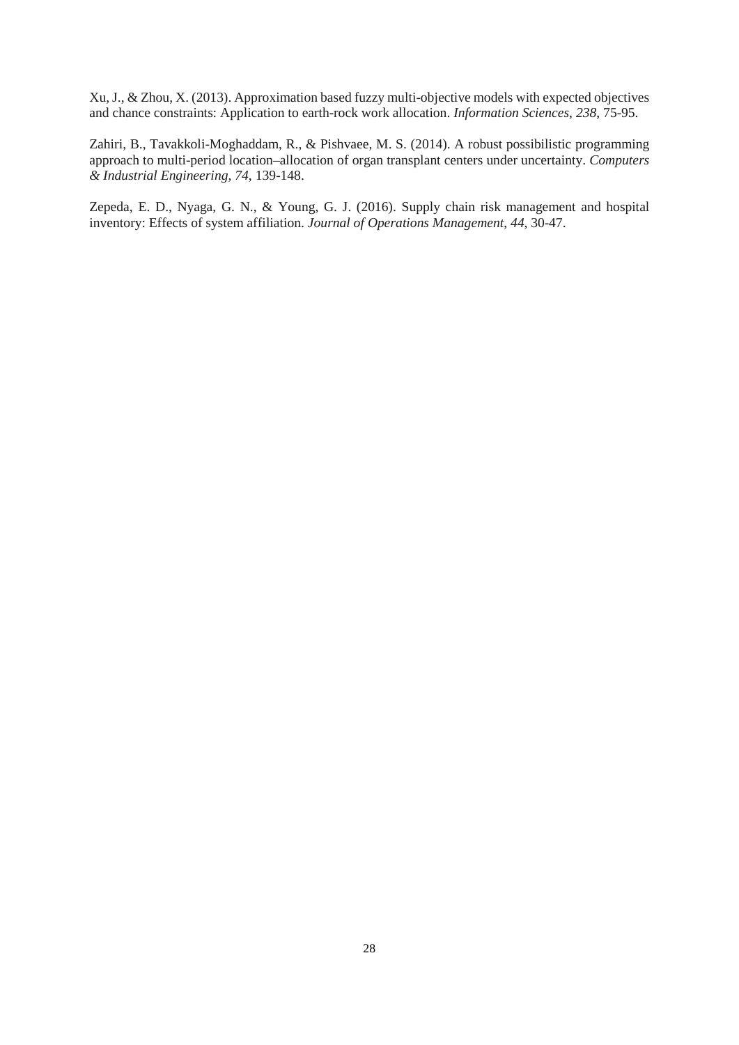Xu, J., & Zhou, X. (2013). Approximation based fuzzy multi-objective models with expected objectives and chance constraints: Application to earth-rock work allocation. *Information Sciences*, *238*, 75-95.

Zahiri, B., Tavakkoli-Moghaddam, R., & Pishvaee, M. S. (2014). A robust possibilistic programming approach to multi-period location–allocation of organ transplant centers under uncertainty. *Computers & Industrial Engineering*, *74*, 139-148.

Zepeda, E. D., Nyaga, G. N., & Young, G. J. (2016). Supply chain risk management and hospital inventory: Effects of system affiliation. *Journal of Operations Management*, *44*, 30-47.